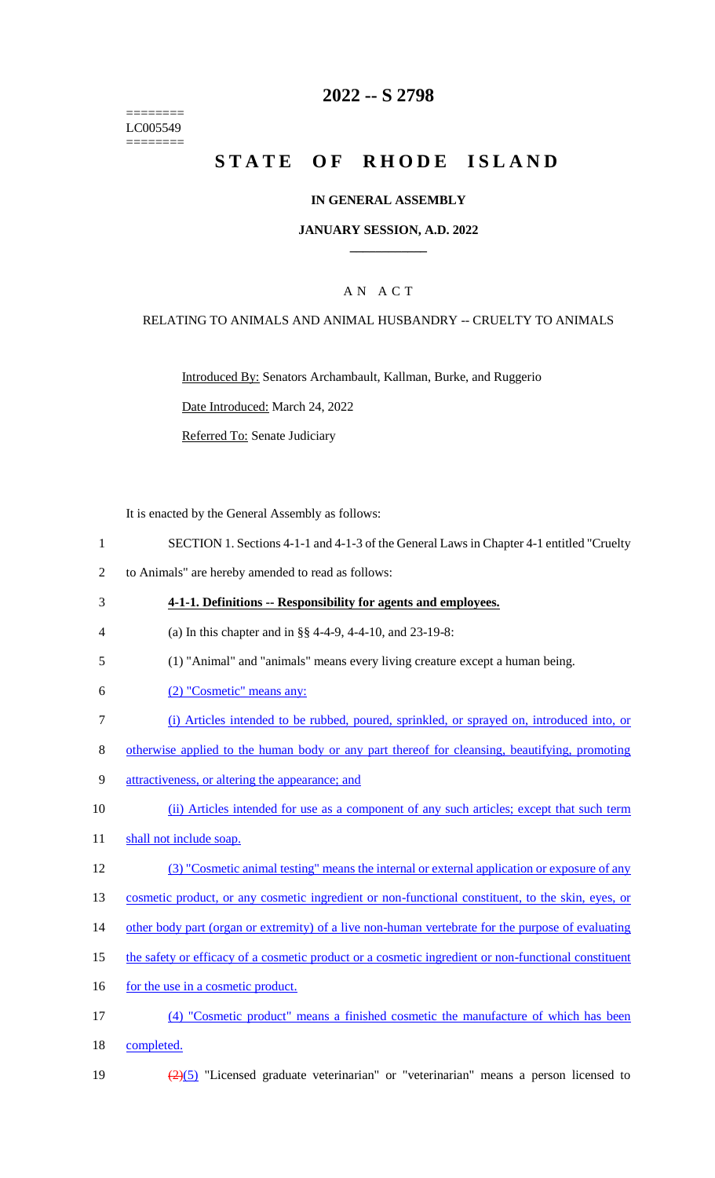========
LC005549
========

# 2022 -- S 2798

# STATE OF RHODE ISLAND

## IN GENERAL ASSEMBLY

### JANUARY SESSION, A.D. 2022

---

## A N A C T

### RELATING TO ANIMALS AND ANIMAL HUSBANDRY -- CRUELTY TO ANIMALS

Introduced By: Senators Archambault, Kallman, Burke, and Ruggerio

Date Introduced: March 24, 2022

Referred To: Senate Judiciary

It is enacted by the General Assembly as follows:

1 SECTION 1. Sections 4-1-1 and 4-1-3 of the General Laws in Chapter 4-1 entitled "Cruelty
2 to Animals" are hereby amended to read as follows:

3 **4-1-1. Definitions -- Responsibility for agents and employees.**

4 (a) In this chapter and in §§ 4-4-9, 4-4-10, and 23-19-8:

5 (1) "Animal" and "animals" means every living creature except a human being.

6 (2) "Cosmetic" means any:

7 (i) Articles intended to be rubbed, poured, sprinkled, or sprayed on, introduced into, or
8 otherwise applied to the human body or any part thereof for cleansing, beautifying, promoting
9 attractiveness, or altering the appearance; and

10 (ii) Articles intended for use as a component of any such articles; except that such term
11 shall not include soap.

12 (3) "Cosmetic animal testing" means the internal or external application or exposure of any
13 cosmetic product, or any cosmetic ingredient or non-functional constituent, to the skin, eyes, or
14 other body part (organ or extremity) of a live non-human vertebrate for the purpose of evaluating
15 the safety or efficacy of a cosmetic product or a cosmetic ingredient or non-functional constituent
16 for the use in a cosmetic product.

17 (4) "Cosmetic product" means a finished cosmetic the manufacture of which has been
18 completed.

19 ~~(2)~~(5) "Licensed graduate veterinarian" or "veterinarian" means a person licensed to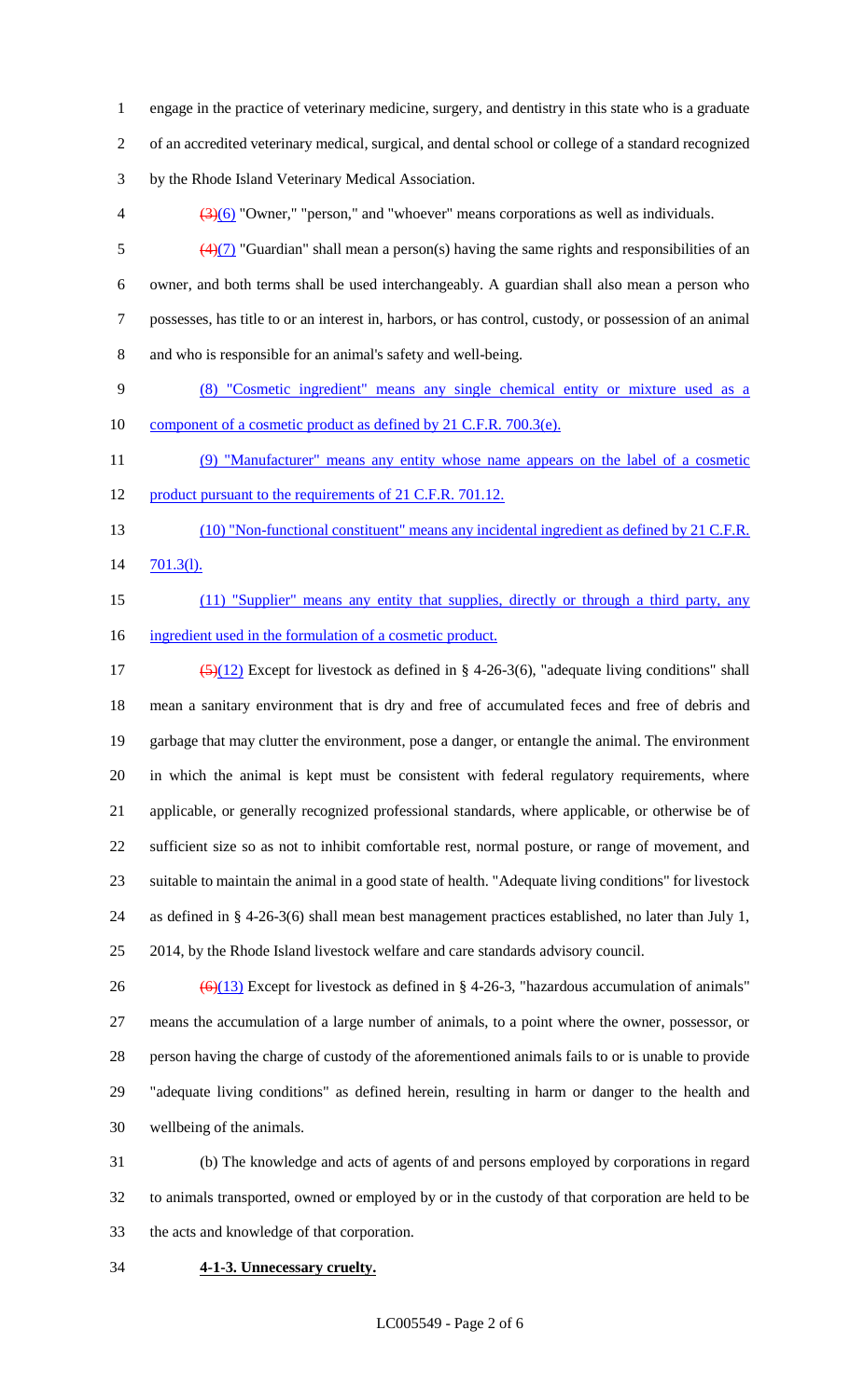engage in the practice of veterinary medicine, surgery, and dentistry in this state who is a graduate of an accredited veterinary medical, surgical, and dental school or college of a standard recognized by the Rhode Island Veterinary Medical Association.

~~(3)~~(6) "Owner," "person," and "whoever" means corporations as well as individuals.

~~(4)~~(7) "Guardian" shall mean a person(s) having the same rights and responsibilities of an owner, and both terms shall be used interchangeably. A guardian shall also mean a person who possesses, has title to or an interest in, harbors, or has control, custody, or possession of an animal and who is responsible for an animal's safety and well-being.

(8) "Cosmetic ingredient" means any single chemical entity or mixture used as a component of a cosmetic product as defined by 21 C.F.R. 700.3(e).

(9) "Manufacturer" means any entity whose name appears on the label of a cosmetic product pursuant to the requirements of 21 C.F.R. 701.12.

(10) "Non-functional constituent" means any incidental ingredient as defined by 21 C.F.R. 701.3(l).

(11) "Supplier" means any entity that supplies, directly or through a third party, any ingredient used in the formulation of a cosmetic product.

~~(5)~~(12) Except for livestock as defined in § 4-26-3(6), "adequate living conditions" shall mean a sanitary environment that is dry and free of accumulated feces and free of debris and garbage that may clutter the environment, pose a danger, or entangle the animal. The environment in which the animal is kept must be consistent with federal regulatory requirements, where applicable, or generally recognized professional standards, where applicable, or otherwise be of sufficient size so as not to inhibit comfortable rest, normal posture, or range of movement, and suitable to maintain the animal in a good state of health. "Adequate living conditions" for livestock as defined in § 4-26-3(6) shall mean best management practices established, no later than July 1, 2014, by the Rhode Island livestock welfare and care standards advisory council.

~~(6)~~(13) Except for livestock as defined in § 4-26-3, "hazardous accumulation of animals" means the accumulation of a large number of animals, to a point where the owner, possessor, or person having the charge of custody of the aforementioned animals fails to or is unable to provide "adequate living conditions" as defined herein, resulting in harm or danger to the health and wellbeing of the animals.

(b) The knowledge and acts of agents of and persons employed by corporations in regard to animals transported, owned or employed by or in the custody of that corporation are held to be the acts and knowledge of that corporation.

**4-1-3. Unnecessary cruelty.**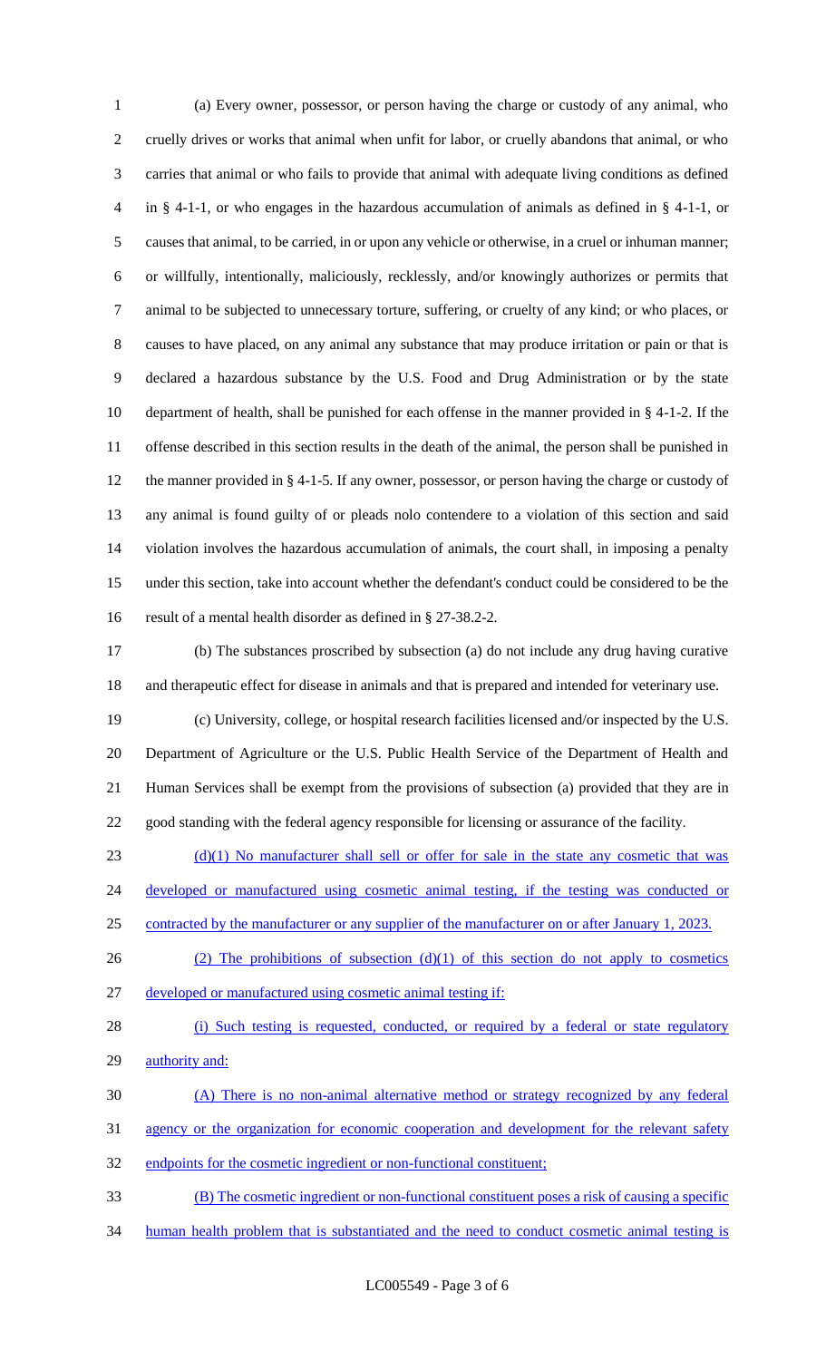(a) Every owner, possessor, or person having the charge or custody of any animal, who cruelly drives or works that animal when unfit for labor, or cruelly abandons that animal, or who carries that animal or who fails to provide that animal with adequate living conditions as defined in § 4-1-1, or who engages in the hazardous accumulation of animals as defined in § 4-1-1, or causes that animal, to be carried, in or upon any vehicle or otherwise, in a cruel or inhuman manner; or willfully, intentionally, maliciously, recklessly, and/or knowingly authorizes or permits that animal to be subjected to unnecessary torture, suffering, or cruelty of any kind; or who places, or causes to have placed, on any animal any substance that may produce irritation or pain or that is declared a hazardous substance by the U.S. Food and Drug Administration or by the state department of health, shall be punished for each offense in the manner provided in § 4-1-2. If the offense described in this section results in the death of the animal, the person shall be punished in the manner provided in § 4-1-5. If any owner, possessor, or person having the charge or custody of any animal is found guilty of or pleads nolo contendere to a violation of this section and said violation involves the hazardous accumulation of animals, the court shall, in imposing a penalty under this section, take into account whether the defendant's conduct could be considered to be the result of a mental health disorder as defined in § 27-38.2-2.

(b) The substances proscribed by subsection (a) do not include any drug having curative and therapeutic effect for disease in animals and that is prepared and intended for veterinary use.

(c) University, college, or hospital research facilities licensed and/or inspected by the U.S. Department of Agriculture or the U.S. Public Health Service of the Department of Health and Human Services shall be exempt from the provisions of subsection (a) provided that they are in good standing with the federal agency responsible for licensing or assurance of the facility.

(d)(1) No manufacturer shall sell or offer for sale in the state any cosmetic that was developed or manufactured using cosmetic animal testing, if the testing was conducted or contracted by the manufacturer or any supplier of the manufacturer on or after January 1, 2023.

(2) The prohibitions of subsection (d)(1) of this section do not apply to cosmetics developed or manufactured using cosmetic animal testing if:

(i) Such testing is requested, conducted, or required by a federal or state regulatory authority and:

(A) There is no non-animal alternative method or strategy recognized by any federal agency or the organization for economic cooperation and development for the relevant safety endpoints for the cosmetic ingredient or non-functional constituent;

(B) The cosmetic ingredient or non-functional constituent poses a risk of causing a specific human health problem that is substantiated and the need to conduct cosmetic animal testing is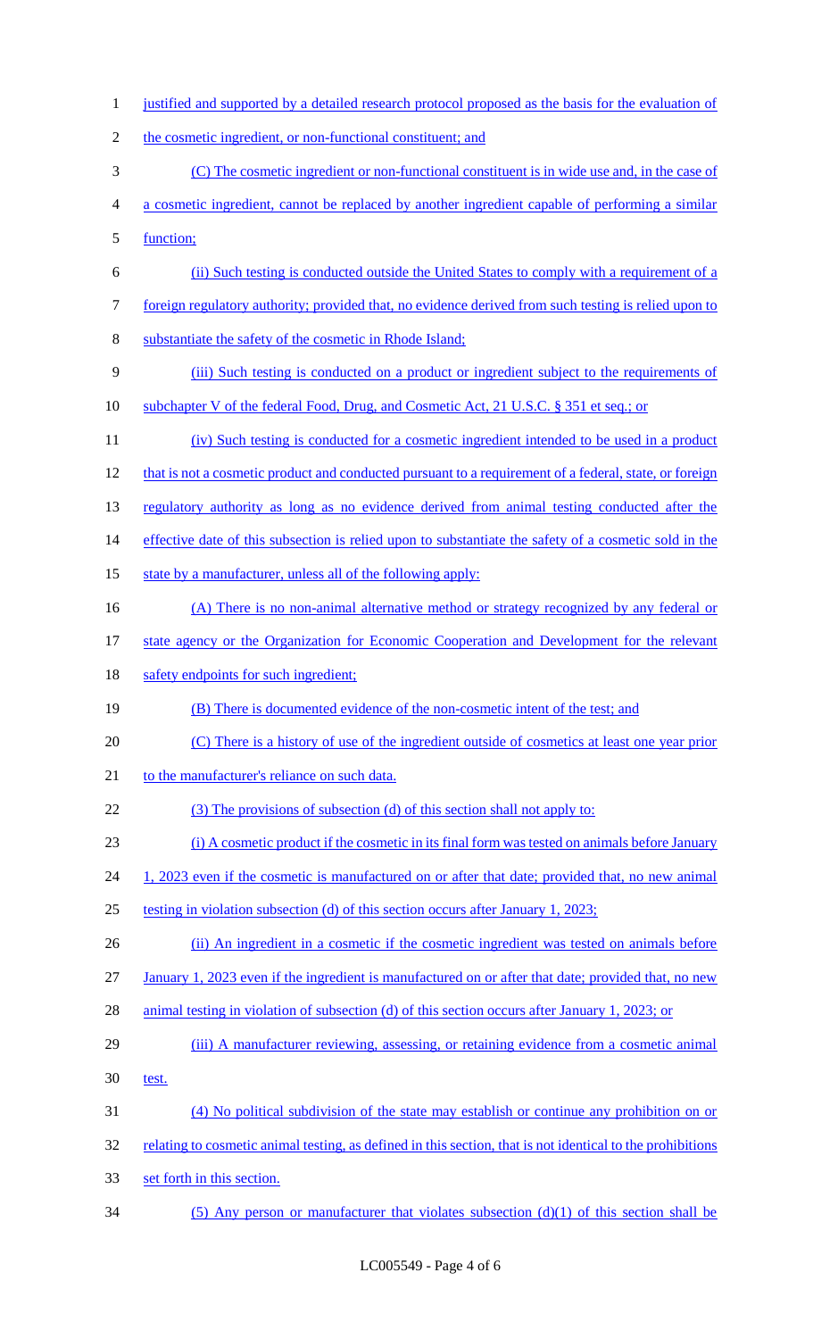justified and supported by a detailed research protocol proposed as the basis for the evaluation of the cosmetic ingredient, or non-functional constituent; and

(C) The cosmetic ingredient or non-functional constituent is in wide use and, in the case of a cosmetic ingredient, cannot be replaced by another ingredient capable of performing a similar function;

(ii) Such testing is conducted outside the United States to comply with a requirement of a foreign regulatory authority; provided that, no evidence derived from such testing is relied upon to substantiate the safety of the cosmetic in Rhode Island;

(iii) Such testing is conducted on a product or ingredient subject to the requirements of subchapter V of the federal Food, Drug, and Cosmetic Act, 21 U.S.C. § 351 et seq.; or

(iv) Such testing is conducted for a cosmetic ingredient intended to be used in a product that is not a cosmetic product and conducted pursuant to a requirement of a federal, state, or foreign regulatory authority as long as no evidence derived from animal testing conducted after the effective date of this subsection is relied upon to substantiate the safety of a cosmetic sold in the state by a manufacturer, unless all of the following apply:

(A) There is no non-animal alternative method or strategy recognized by any federal or state agency or the Organization for Economic Cooperation and Development for the relevant safety endpoints for such ingredient;

(B) There is documented evidence of the non-cosmetic intent of the test; and

(C) There is a history of use of the ingredient outside of cosmetics at least one year prior to the manufacturer's reliance on such data.

(3) The provisions of subsection (d) of this section shall not apply to:

(i) A cosmetic product if the cosmetic in its final form was tested on animals before January 1, 2023 even if the cosmetic is manufactured on or after that date; provided that, no new animal testing in violation subsection (d) of this section occurs after January 1, 2023;

(ii) An ingredient in a cosmetic if the cosmetic ingredient was tested on animals before January 1, 2023 even if the ingredient is manufactured on or after that date; provided that, no new animal testing in violation of subsection (d) of this section occurs after January 1, 2023; or

(iii) A manufacturer reviewing, assessing, or retaining evidence from a cosmetic animal test.

(4) No political subdivision of the state may establish or continue any prohibition on or relating to cosmetic animal testing, as defined in this section, that is not identical to the prohibitions set forth in this section.

(5) Any person or manufacturer that violates subsection (d)(1) of this section shall be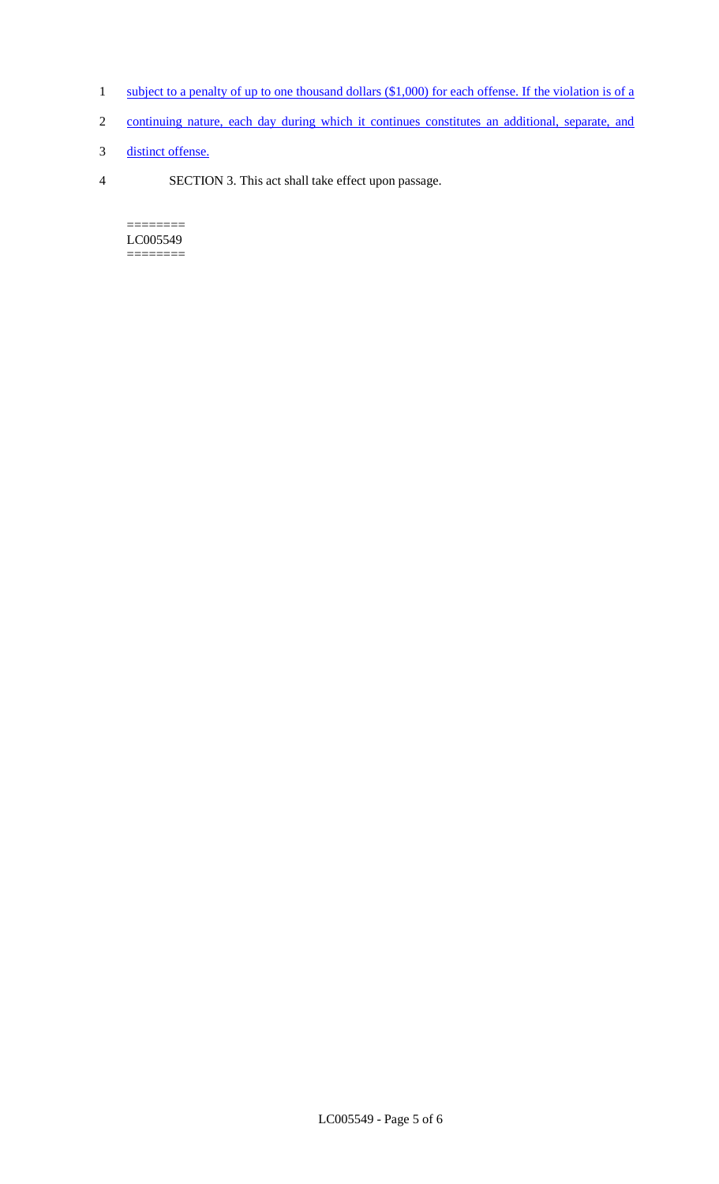subject to a penalty of up to one thousand dollars ($1,000) for each offense. If the violation is of a continuing nature, each day during which it continues constitutes an additional, separate, and distinct offense.

SECTION 3. This act shall take effect upon passage.

========
LC005549
========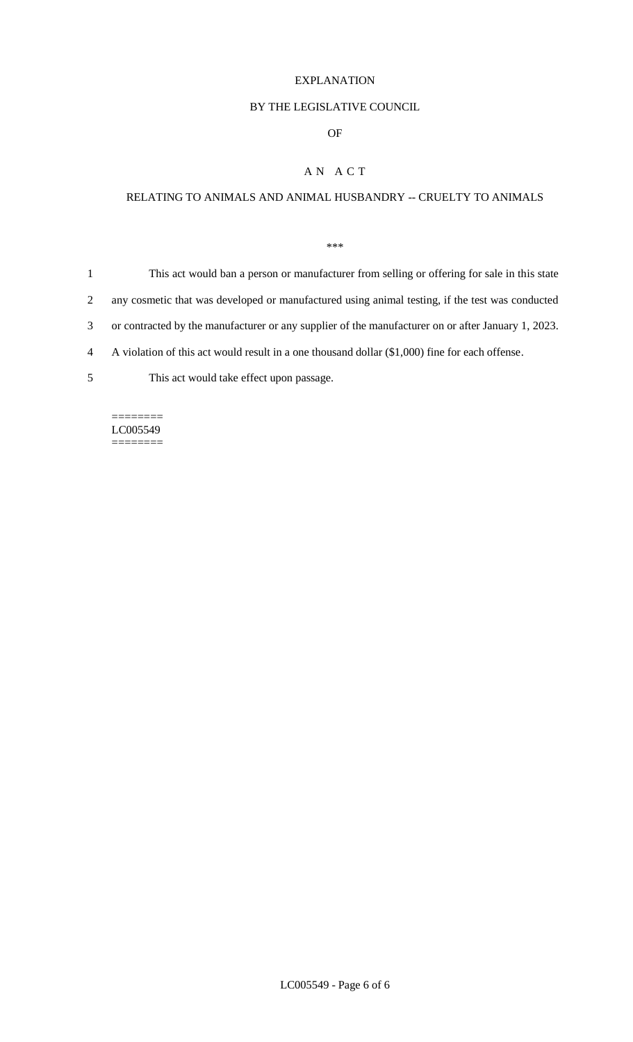EXPLANATION

BY THE LEGISLATIVE COUNCIL

OF

A N A C T

RELATING TO ANIMALS AND ANIMAL HUSBANDRY -- CRUELTY TO ANIMALS

\*\*\*

1 This act would ban a person or manufacturer from selling or offering for sale in this state
2 any cosmetic that was developed or manufactured using animal testing, if the test was conducted
3 or contracted by the manufacturer or any supplier of the manufacturer on or after January 1, 2023.
4 A violation of this act would result in a one thousand dollar ($1,000) fine for each offense.
5 This act would take effect upon passage.

========
LC005549
========